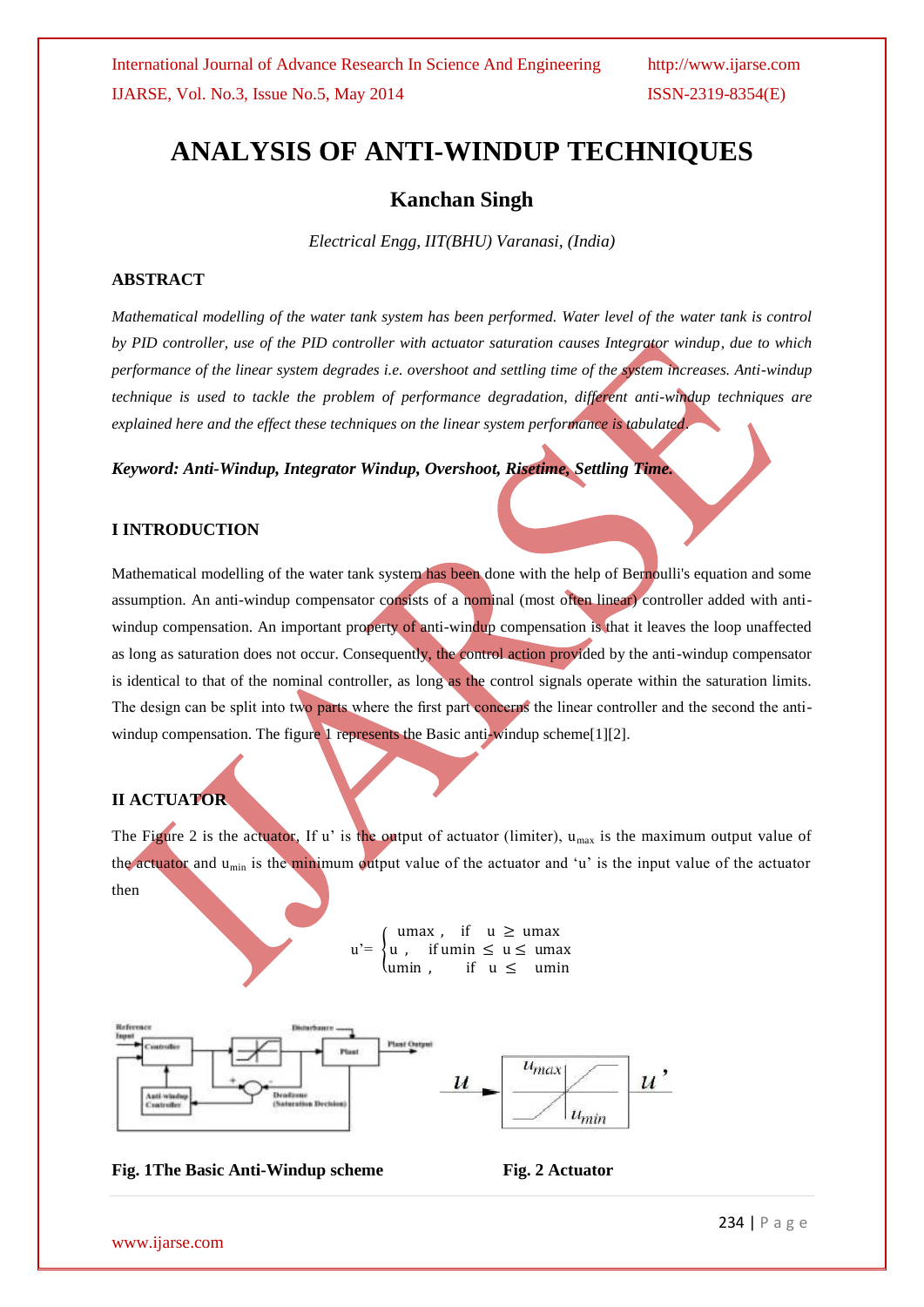# ANALYSIS OF ANTI-WINDUP TECHNIQUES

## Kanchan Singh

*Electrical Engg, IIT(BHU) Varanasi, (India)*

### ABSTRACT

*Mathematical modelling of the water tank system has been performed. Water level of the water tank is control by PID controller, use of the PID controller with actuator saturation causes Integrator windup, due to which performance of the linear system degrades i.e. overshoot and settling time of the system increases. Anti-windup technique is used to tackle the problem of performance degradation, different anti-windup techniques are explained here and the effect these techniques on the linear system performance is tabulated.*

***Keyword: Anti-Windup, Integrator Windup, Overshoot, Risetime, Settling Time.***

### I INTRODUCTION

Mathematical modelling of the water tank system has been done with the help of Bernoulli's equation and some assumption. An anti-windup compensator consists of a nominal (most often linear) controller added with anti-windup compensation. An important property of anti-windup compensation is that it leaves the loop unaffected as long as saturation does not occur. Consequently, the control action provided by the anti-windup compensator is identical to that of the nominal controller, as long as the control signals operate within the saturation limits. The design can be split into two parts where the first part concerns the linear controller and the second the anti-windup compensation. The figure 1 represents the Basic anti-windup scheme[1][2].

### II ACTUATOR

The Figure 2 is the actuator, If u' is the output of actuator (limiter), $u_{max}$ is the maximum output value of the actuator and $u_{min}$ is the minimum output value of the actuator and 'u' is the input value of the actuator then

$$u' = \begin{cases} u_{max}, & \text{if } u \geq u_{max} \\ u, & \text{if } u_{min} \leq u \leq u_{max} \\ u_{min}, & \text{if } u \leq u_{min} \end{cases}$$

**Fig. 1The Basic Anti-Windup scheme**

**Fig. 2 Actuator**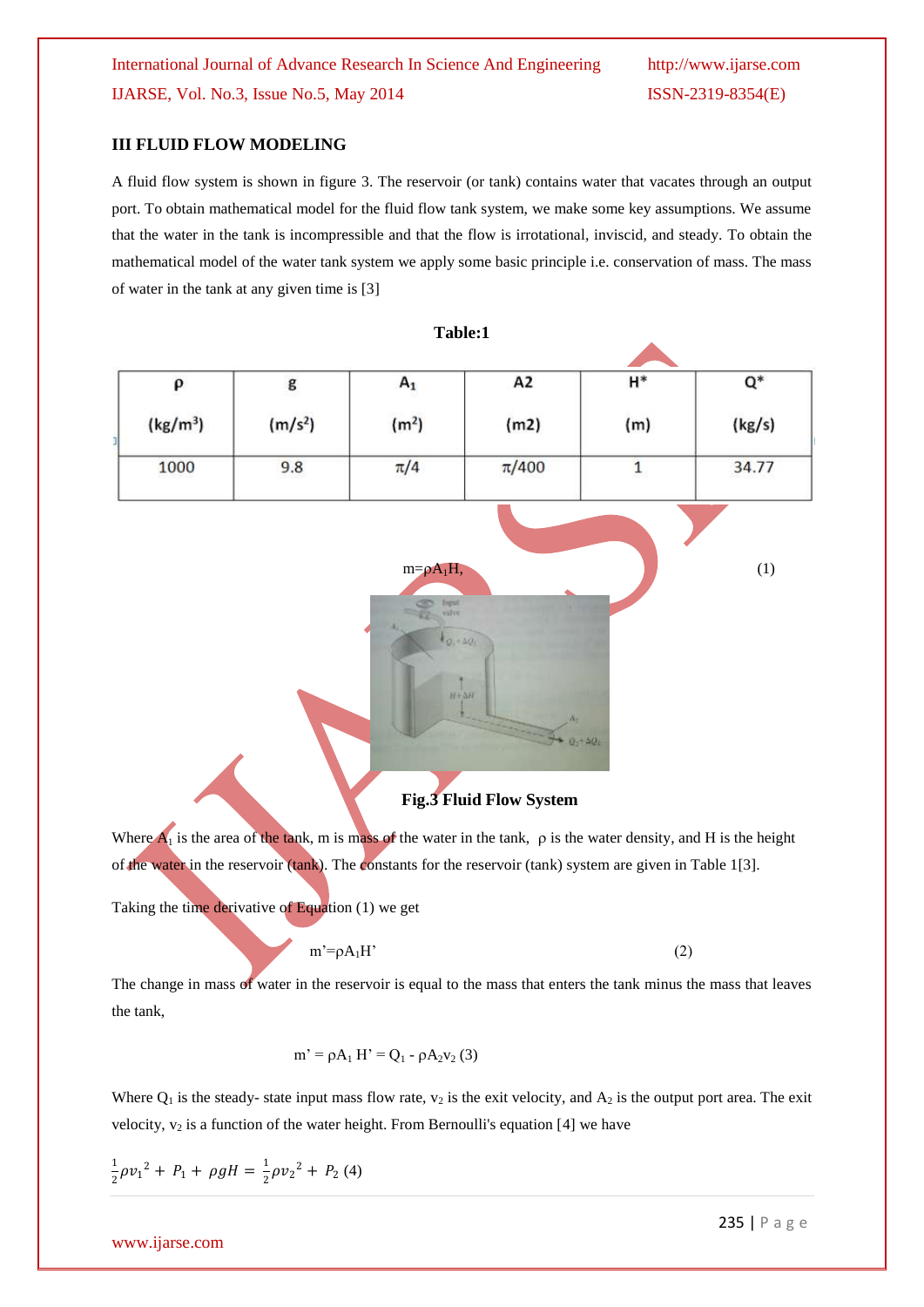## III FLUID FLOW MODELING

A fluid flow system is shown in figure 3. The reservoir (or tank) contains water that vacates through an output port. To obtain mathematical model for the fluid flow tank system, we make some key assumptions. We assume that the water in the tank is incompressible and that the flow is irrotational, inviscid, and steady. To obtain the mathematical model of the water tank system we apply some basic principle i.e. conservation of mass. The mass of water in the tank at any given time is [3]

**Table:1**

| ρ (kg/m³) | g (m/s²) | $A_1$ (m²) | A2 (m2) | H* (m) | Q* (kg/s) |
|---|---|---|---|---|---|
| 1000 | 9.8 | π/4 | π/400 | 1 | 34.77 |

$$m=\rho A_1 H, \quad (1)$$

**Fig.3 Fluid Flow System**

Where $A_1$ is the area of the tank, m is mass of the water in the tank, ρ is the water density, and H is the height of the water in the reservoir (tank). The constants for the reservoir (tank) system are given in Table 1[3].

Taking the time derivative of Equation (1) we get

$$m' = \rho A_1 H' \quad (2)$$

The change in mass of water in the reservoir is equal to the mass that enters the tank minus the mass that leaves the tank,

$$m' = \rho A_1 H' = Q_1 - \rho A_2 v_2 \quad (3)$$

Where $Q_1$ is the steady- state input mass flow rate, $v_2$ is the exit velocity, and $A_2$ is the output port area. The exit velocity, $v_2$ is a function of the water height. From Bernoulli's equation [4] we have

$$\frac{1}{2}\rho v_1^{\,2} + P_1 + \rho g H = \frac{1}{2}\rho v_2^{\,2} + P_2 \quad (4)$$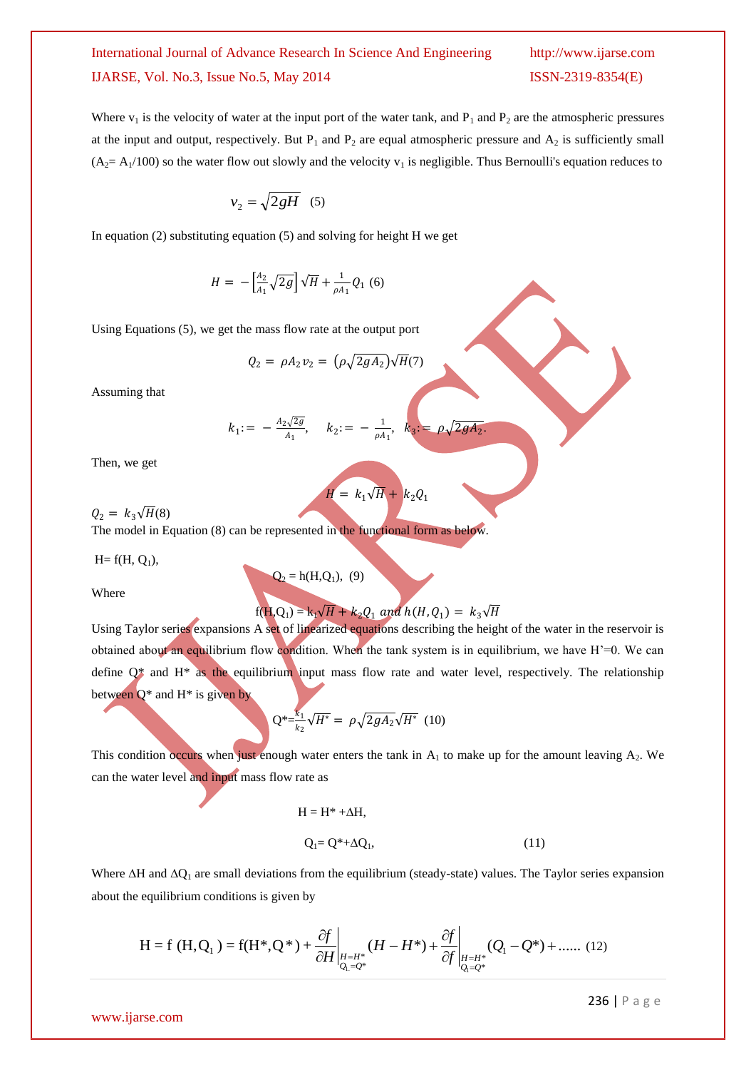Where $v_1$ is the velocity of water at the input port of the water tank, and $P_1$ and $P_2$ are the atmospheric pressures at the input and output, respectively. But $P_1$ and $P_2$ are equal atmospheric pressure and $A_2$ is sufficiently small ($A_2 = A_1/100$) so the water flow out slowly and the velocity $v_1$ is negligible. Thus Bernoulli's equation reduces to

$$v_2 = \sqrt{2gH} \quad (5)$$

In equation (2) substituting equation (5) and solving for height H we get

$$H = -\left[\frac{A_2}{A_1}\sqrt{2g}\right]\sqrt{H} + \frac{1}{\rho A_1}Q_1 \quad (6)$$

Using Equations (5), we get the mass flow rate at the output port

$$Q_2 = \rho A_2 v_2 = \left(\rho\sqrt{2gA_2}\right)\sqrt{H} \quad (7)$$

Assuming that

$$k_1 := -\frac{A_2\sqrt{2g}}{A_1}, \quad k_2 := -\frac{1}{\rho A_1}, \quad k_3 := \rho\sqrt{2gA_2}.$$

Then, we get

$$H = k_1\sqrt{H} + k_2 Q_1$$

$$Q_2 = k_3\sqrt{H} \quad (8)$$

The model in Equation (8) can be represented in the functional form as below.

$$H = f(H, Q_1), \qquad Q_2 = h(H, Q_1), \quad (9)$$

Where

$$f(H, Q_1) = k_1\sqrt{H} + k_2 Q_1 \ \text{and}\ h(H, Q_1) = k_3\sqrt{H}$$

Using Taylor series expansions A set of linearized equations describing the height of the water in the reservoir is obtained about an equilibrium flow condition. When the tank system is in equilibrium, we have H'=0. We can define Q* and H* as the equilibrium input mass flow rate and water level, respectively. The relationship between Q* and H* is given by

$$Q^* = \frac{k_1}{k_2}\sqrt{H^*} = \rho\sqrt{2gA_2}\sqrt{H^*} \quad (10)$$

This condition occurs when just enough water enters the tank in $A_1$ to make up for the amount leaving $A_2$. We can the water level and input mass flow rate as

$$H = H^* + \Delta H,$$

$$Q_1 = Q^* + \Delta Q_1, \quad (11)$$

Where $\Delta H$ and $\Delta Q_1$ are small deviations from the equilibrium (steady-state) values. The Taylor series expansion about the equilibrium conditions is given by

$$H = f(H, Q_1) = f(H^*, Q^*) + \left.\frac{\partial f}{\partial H}\right|_{\substack{H=H^* \\ Q_1=Q^*}}(H - H^*) + \left.\frac{\partial f}{\partial f}\right|_{\substack{H=H^* \\ Q_1=Q^*}}(Q_1 - Q^*) + \ldots\ldots \quad (12)$$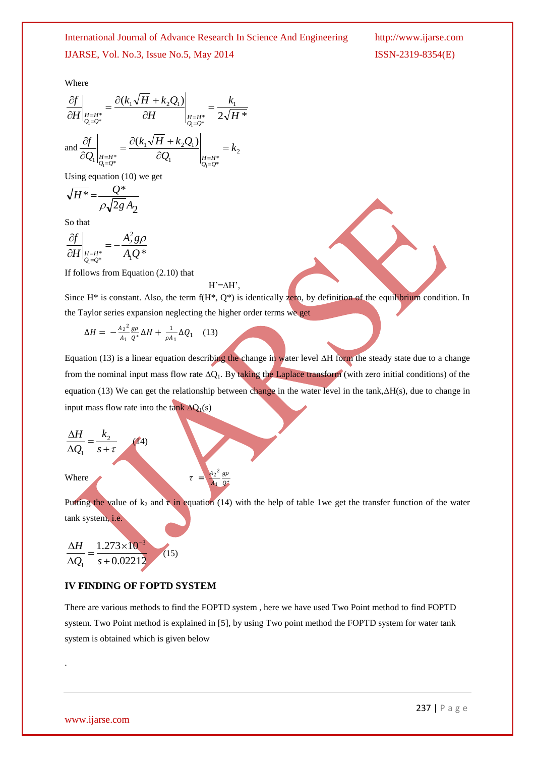Where

$$\left.\frac{\partial f}{\partial H}\right|_{\substack{H=H^* \\ Q_1=Q^*}} = \left.\frac{\partial(k_1\sqrt{H}+k_2Q_1)}{\partial H}\right|_{\substack{H=H^* \\ Q_1=Q^*}} = \frac{k_1}{2\sqrt{H^*}}$$

and $$\left.\frac{\partial f}{\partial Q_1}\right|_{\substack{H=H^* \\ Q_1=Q^*}} = \left.\frac{\partial(k_1\sqrt{H}+k_2Q_1)}{\partial Q_1}\right|_{\substack{H=H^* \\ Q_1=Q^*}} = k_2$$

Using equation (10) we get

$$\sqrt{H^*} = \frac{Q^*}{\rho\sqrt{2g}A_2}$$

So that

$$\left.\frac{\partial f}{\partial H}\right|_{\substack{H=H^* \\ Q_1=Q^*}} = -\frac{A_2^2 g\rho}{A_1 Q^*}$$

If follows from Equation (2.10) that

$$H' = \Delta H',$$

Since H* is constant. Also, the term f(H*, Q*) is identically zero, by definition of the equilibrium condition. In the Taylor series expansion neglecting the higher order terms we get

$$\Delta H = -\frac{A_2{}^2}{A_1}\frac{g\rho}{Q^*}\Delta H + \frac{1}{\rho A_1}\Delta Q_1 \quad (13)$$

Equation (13) is a linear equation describing the change in water level $\Delta H$ form the steady state due to a change from the nominal input mass flow rate $\Delta Q_1$. By taking the Laplace transform (with zero initial conditions) of the equation (13) We can get the relationship between change in the water level in the tank, $\Delta H(s)$, due to change in input mass flow rate into the tank $\Delta Q_1(s)$

$$\frac{\Delta H}{\Delta Q_1} = \frac{k_2}{s+\tau} \quad (14)$$

Where $\tau = \frac{A_2{}^2}{A_1}\frac{g\rho}{Q^*}$

Putting the value of $k_2$ and $\tau$ in equation (14) with the help of table 1we get the transfer function of the water tank system, i.e.

$$\frac{\Delta H}{\Delta Q_1} = \frac{1.273\times10^{-3}}{s+0.02212} \quad (15)$$

## IV FINDING OF FOPTD SYSTEM

There are various methods to find the FOPTD system , here we have used Two Point method to find FOPTD system. Two Point method is explained in [5], by using Two point method the FOPTD system for water tank system is obtained which is given below

.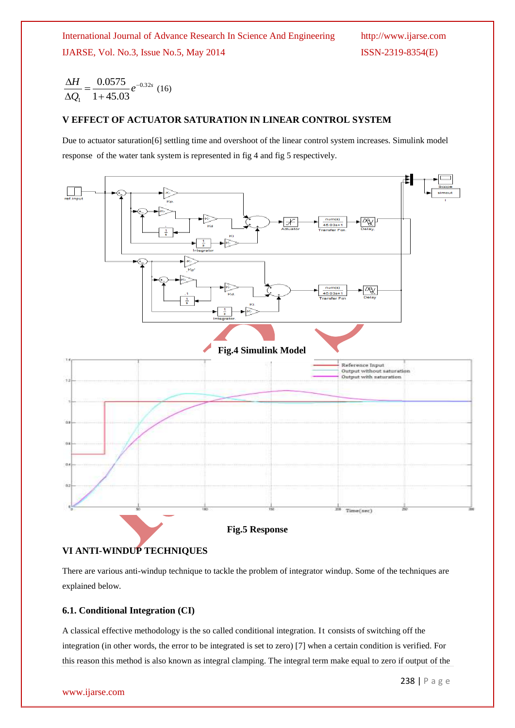$$\frac{\Delta H}{\Delta Q_1} = \frac{0.0575}{1+45.03} e^{-0.32s} \quad (16)$$

## V EFFECT OF ACTUATOR SATURATION IN LINEAR CONTROL SYSTEM

Due to actuator saturation[6] settling time and overshoot of the linear control system increases. Simulink model response of the water tank system is represented in fig 4 and fig 5 respectively.

Fig.4 Simulink Model

Fig.5 Response

## VI ANTI-WINDUP TECHNIQUES

There are various anti-windup technique to tackle the problem of integrator windup. Some of the techniques are explained below.

### 6.1. Conditional Integration (CI)

A classical effective methodology is the so called conditional integration. It consists of switching off the integration (in other words, the error to be integrated is set to zero) [7] when a certain condition is verified. For this reason this method is also known as integral clamping. The integral term make equal to zero if output of the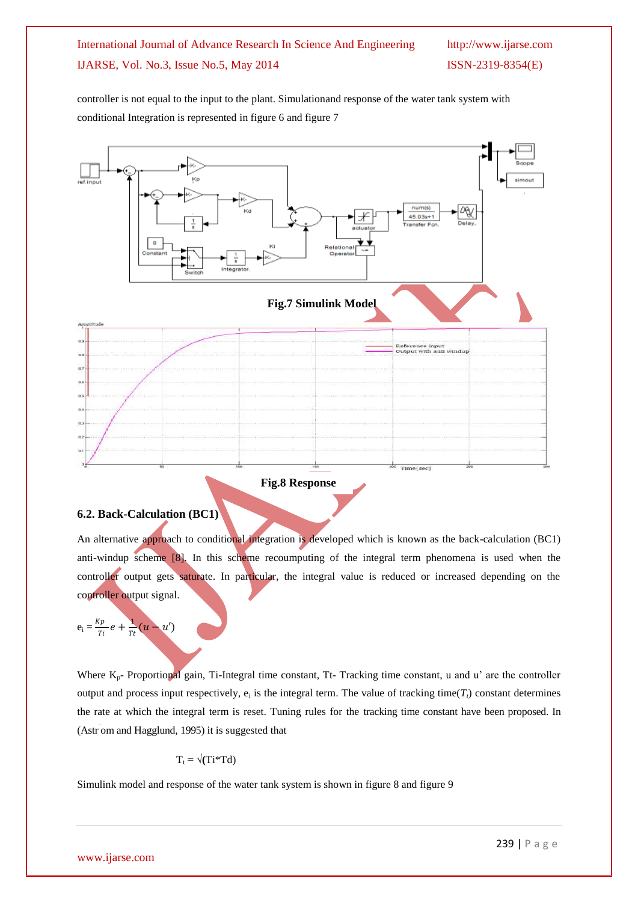controller is not equal to the input to the plant. Simulationand response of the water tank system with conditional Integration is represented in figure 6 and figure 7

**Fig.7 Simulink Model**

**Fig.8 Response**

### 6.2. Back-Calculation (BC1)

An alternative approach to conditional integration is developed which is known as the back-calculation (BC1) anti-windup scheme [8]. In this scheme recoumputing of the integral term phenomena is used when the controller output gets saturate. In particular, the integral value is reduced or increased depending on the controller output signal.

$$e_i = \frac{Kp}{Ti} e + \frac{1}{Tt}(u - u')$$

Where $K_p$- Proportional gain, Ti-Integral time constant, Tt- Tracking time constant, u and u' are the controller output and process input respectively, $e_i$ is the integral term. The value of tracking time($T_t$) constant determines the rate at which the integral term is reset. Tuning rules for the tracking time constant have been proposed. In (Astr¨om and Hagglund, 1995) it is suggested that

$$T_t = \sqrt{(Ti*Td)}$$

Simulink model and response of the water tank system is shown in figure 8 and figure 9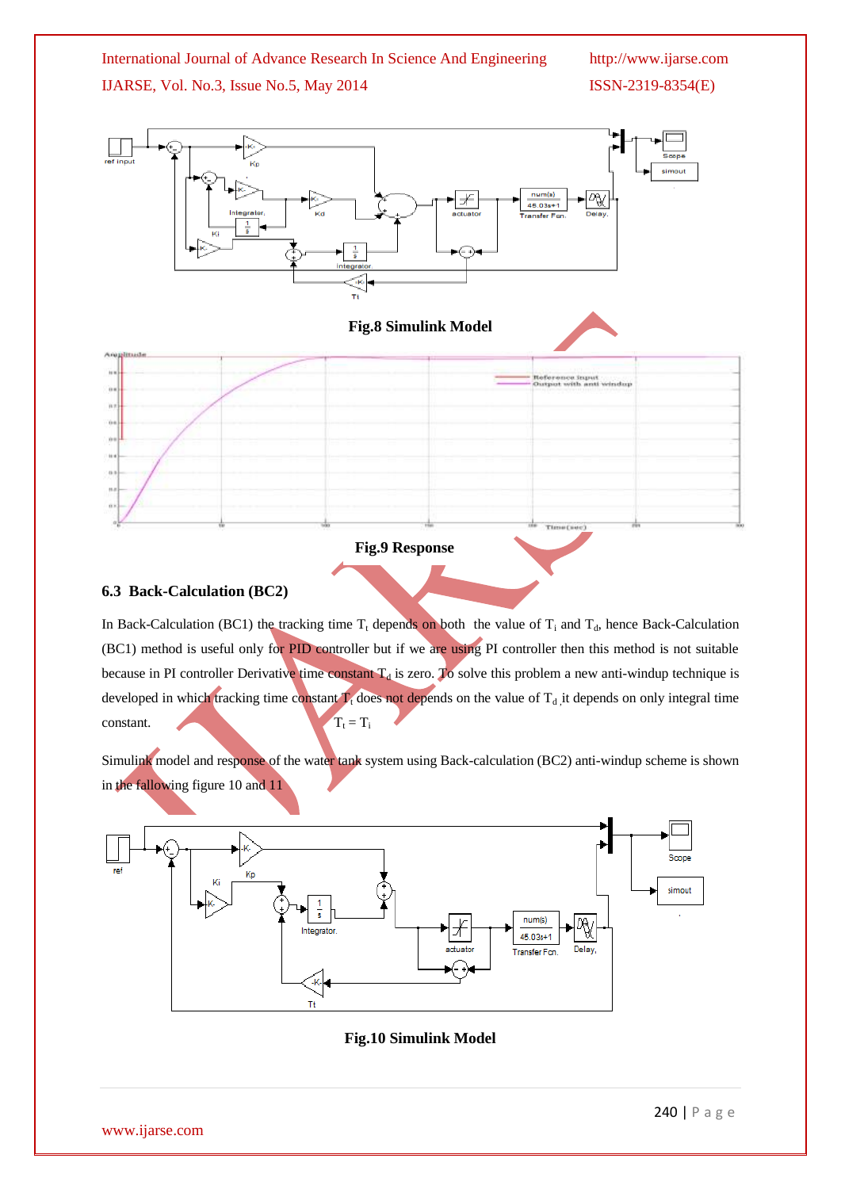**Fig.8 Simulink Model**

**Fig.9 Response**

### 6.3 Back-Calculation (BC2)

In Back-Calculation (BC1) the tracking time $T_t$ depends on both the value of $T_i$ and $T_d$, hence Back-Calculation (BC1) method is useful only for PID controller but if we are using PI controller then this method is not suitable because in PI controller Derivative time constant $T_d$ is zero. To solve this problem a new anti-windup technique is developed in which tracking time constant $T_t$ does not depends on the value of $T_d$ ,it depends on only integral time constant.

$$T_t = T_i$$

Simulink model and response of the water tank system using Back-calculation (BC2) anti-windup scheme is shown in the fallowing figure 10 and 11

**Fig.10 Simulink Model**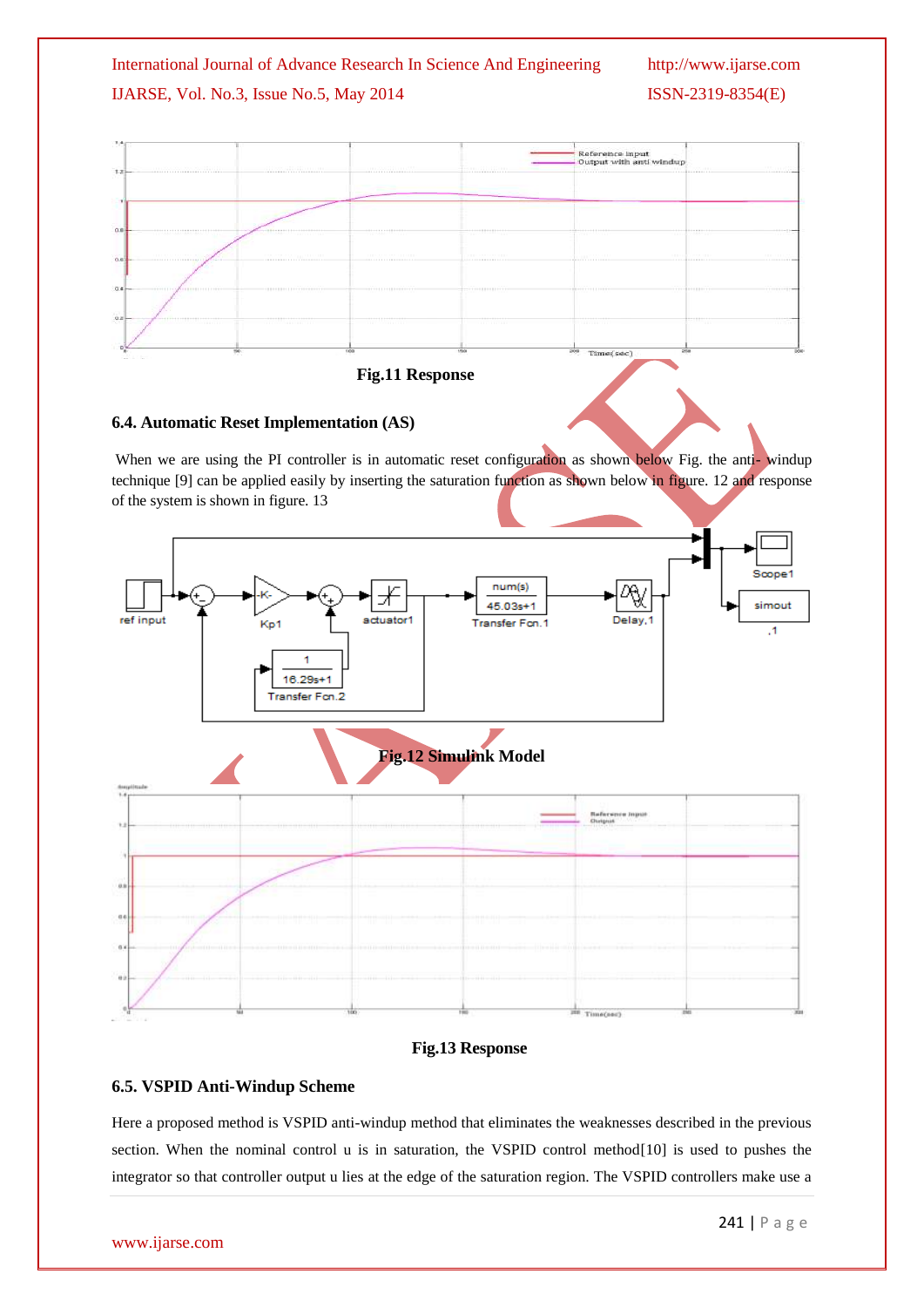Fig.11 Response

### 6.4. Automatic Reset Implementation (AS)

When we are using the PI controller is in automatic reset configuration as shown below Fig. the anti- windup technique [9] can be applied easily by inserting the saturation function as shown below in figure. 12 and response of the system is shown in figure. 13

Fig.12 Simulink Model

Fig.13 Response

### 6.5. VSPID Anti-Windup Scheme

Here a proposed method is VSPID anti-windup method that eliminates the weaknesses described in the previous section. When the nominal control u is in saturation, the VSPID control method[10] is used to pushes the integrator so that controller output u lies at the edge of the saturation region. The VSPID controllers make use a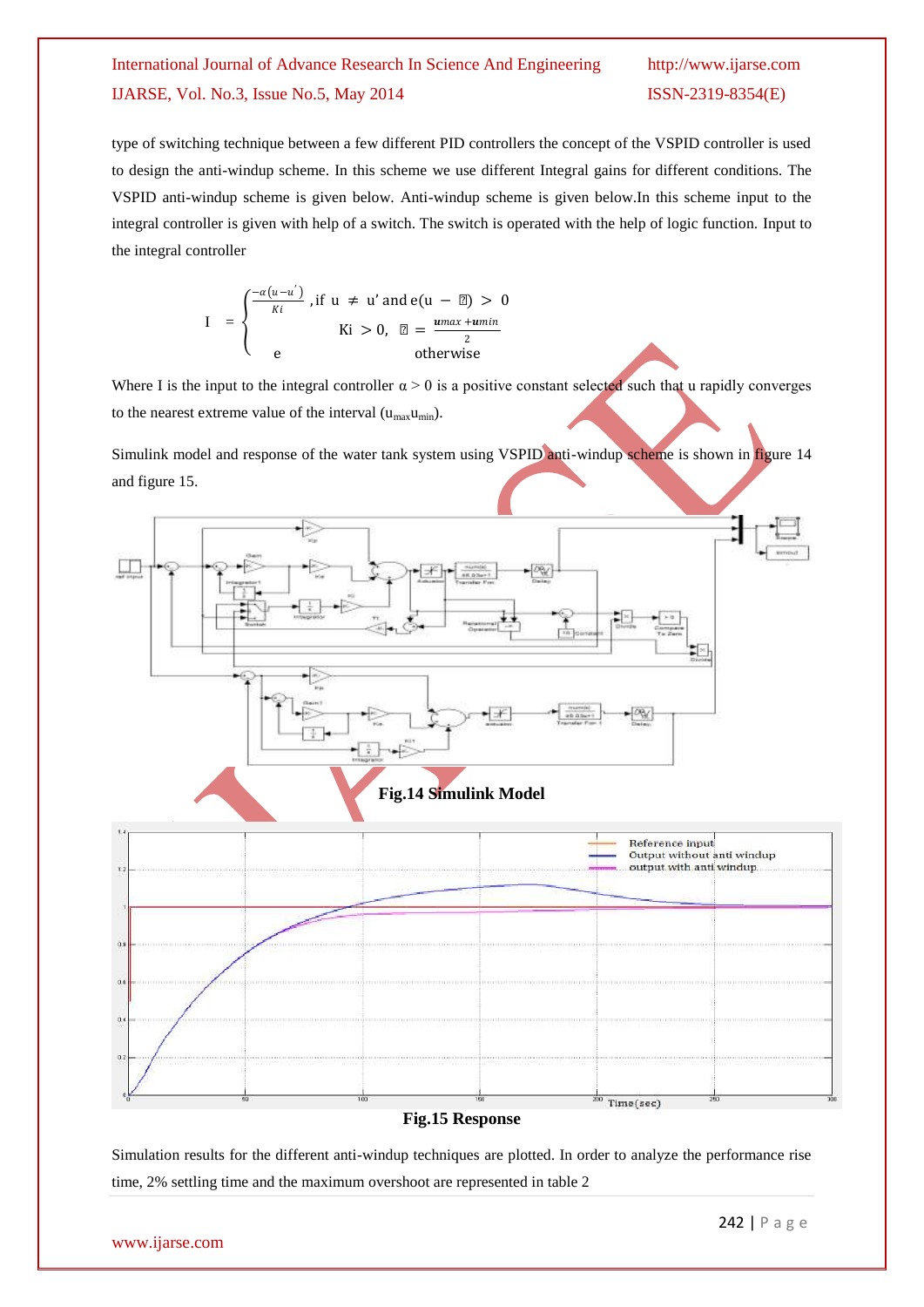type of switching technique between a few different PID controllers the concept of the VSPID controller is used to design the anti-windup scheme. In this scheme we use different Integral gains for different conditions. The VSPID anti-windup scheme is given below. Anti-windup scheme is given below.In this scheme input to the integral controller is given with help of a switch. The switch is operated with the help of logic function. Input to the integral controller

$$I = \begin{cases} \frac{-\alpha(u-u')}{Ki}, \text{if } u \neq u' \text{ and } e(u - ⍰) > 0 \\ \quad Ki > 0, \; ⍰ = \frac{umax + umin}{2} \\ e \qquad\qquad \text{otherwise} \end{cases}$$

Where I is the input to the integral controller $\alpha > 0$ is a positive constant selected such that u rapidly converges to the nearest extreme value of the interval ($u_{max}u_{min}$).

Simulink model and response of the water tank system using VSPID anti-windup scheme is shown in figure 14 and figure 15.

**Fig.14 Simulink Model**

**Fig.15 Response**

Simulation results for the different anti-windup techniques are plotted. In order to analyze the performance rise time, 2% settling time and the maximum overshoot are represented in table 2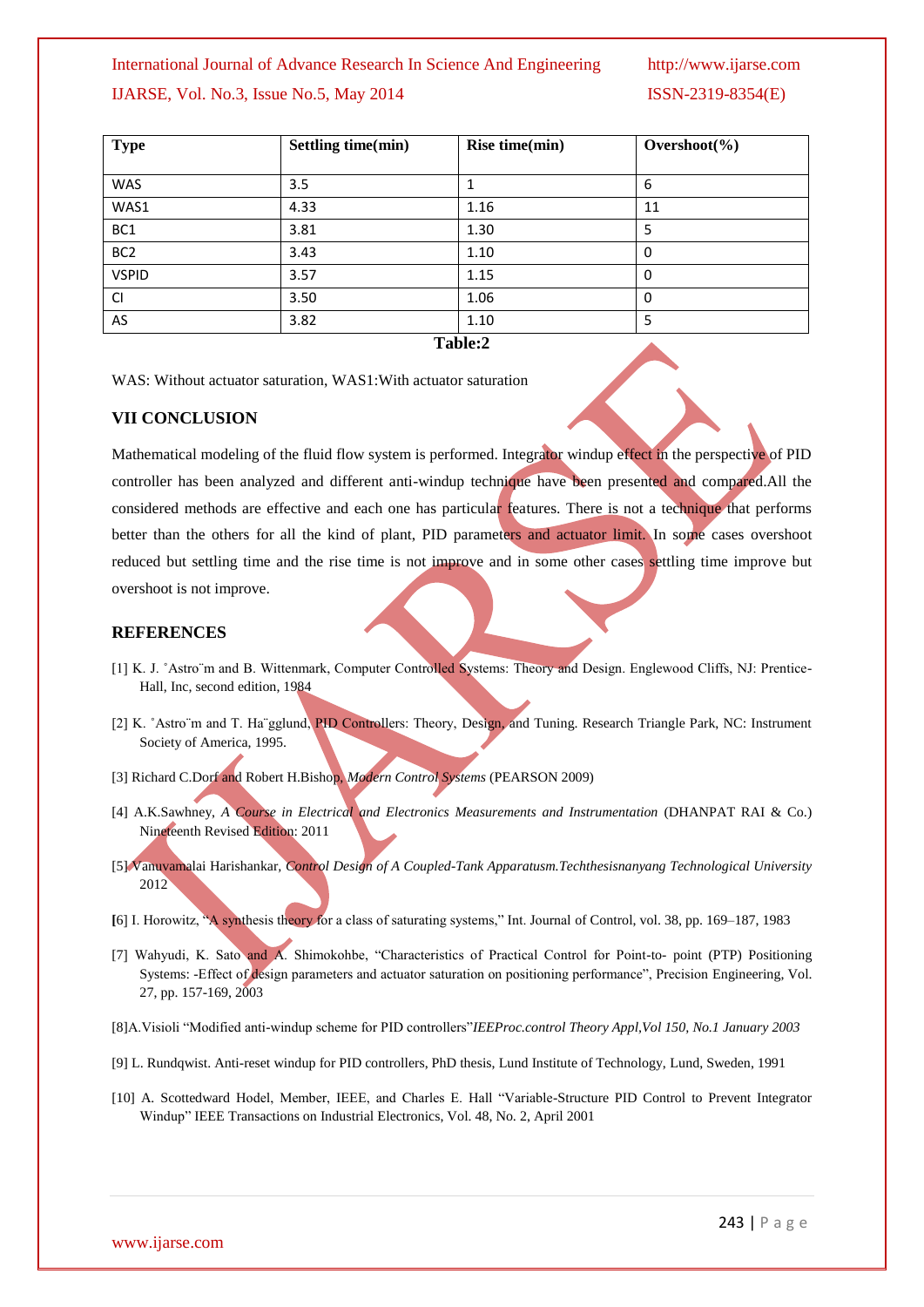| Type | Settling time(min) | Rise time(min) | Overshoot(%) |
|---|---|---|---|
| WAS | 3.5 | 1 | 6 |
| WAS1 | 4.33 | 1.16 | 11 |
| BC1 | 3.81 | 1.30 | 5 |
| BC2 | 3.43 | 1.10 | 0 |
| VSPID | 3.57 | 1.15 | 0 |
| CI | 3.50 | 1.06 | 0 |
| AS | 3.82 | 1.10 | 5 |

**Table:2**

WAS: Without actuator saturation, WAS1:With actuator saturation

## VII CONCLUSION

Mathematical modeling of the fluid flow system is performed. Integrator windup effect in the perspective of PID controller has been analyzed and different anti-windup technique have been presented and compared.All the considered methods are effective and each one has particular features. There is not a technique that performs better than the others for all the kind of plant, PID parameters and actuator limit. In some cases overshoot reduced but settling time and the rise time is not improve and in some other cases settling time improve but overshoot is not improve.

## REFERENCES

[1] K. J. ˚Astro¨m and B. Wittenmark, Computer Controlled Systems: Theory and Design. Englewood Cliffs, NJ: Prentice-Hall, Inc, second edition, 1984

[2] K. ˚Astro¨m and T. Ha¨gglund, PID Controllers: Theory, Design, and Tuning. Research Triangle Park, NC: Instrument Society of America, 1995.

[3] Richard C.Dorf and Robert H.Bishop, *Modern Control Systems* (PEARSON 2009)

[4] A.K.Sawhney, *A Course in Electrical and Electronics Measurements and Instrumentation* (DHANPAT RAI & Co.) Nineteenth Revised Edition: 2011

[5] Vanuvamalai Harishankar, *Control Design of A Coupled-Tank Apparatusm.Techthesisnanyang Technological University* 2012

[6] I. Horowitz, "A synthesis theory for a class of saturating systems," Int. Journal of Control, vol. 38, pp. 169–187, 1983

[7] Wahyudi, K. Sato and A. Shimokohbe, "Characteristics of Practical Control for Point-to- point (PTP) Positioning Systems: -Effect of design parameters and actuator saturation on positioning performance", Precision Engineering, Vol. 27, pp. 157-169, 2003

[8]A.Visioli "Modified anti-windup scheme for PID controllers"*IEEProc.control Theory Appl,Vol 150, No.1 January 2003*

[9] L. Rundqwist. Anti-reset windup for PID controllers, PhD thesis, Lund Institute of Technology, Lund, Sweden, 1991

[10] A. Scottedward Hodel, Member, IEEE, and Charles E. Hall "Variable-Structure PID Control to Prevent Integrator Windup" IEEE Transactions on Industrial Electronics, Vol. 48, No. 2, April 2001